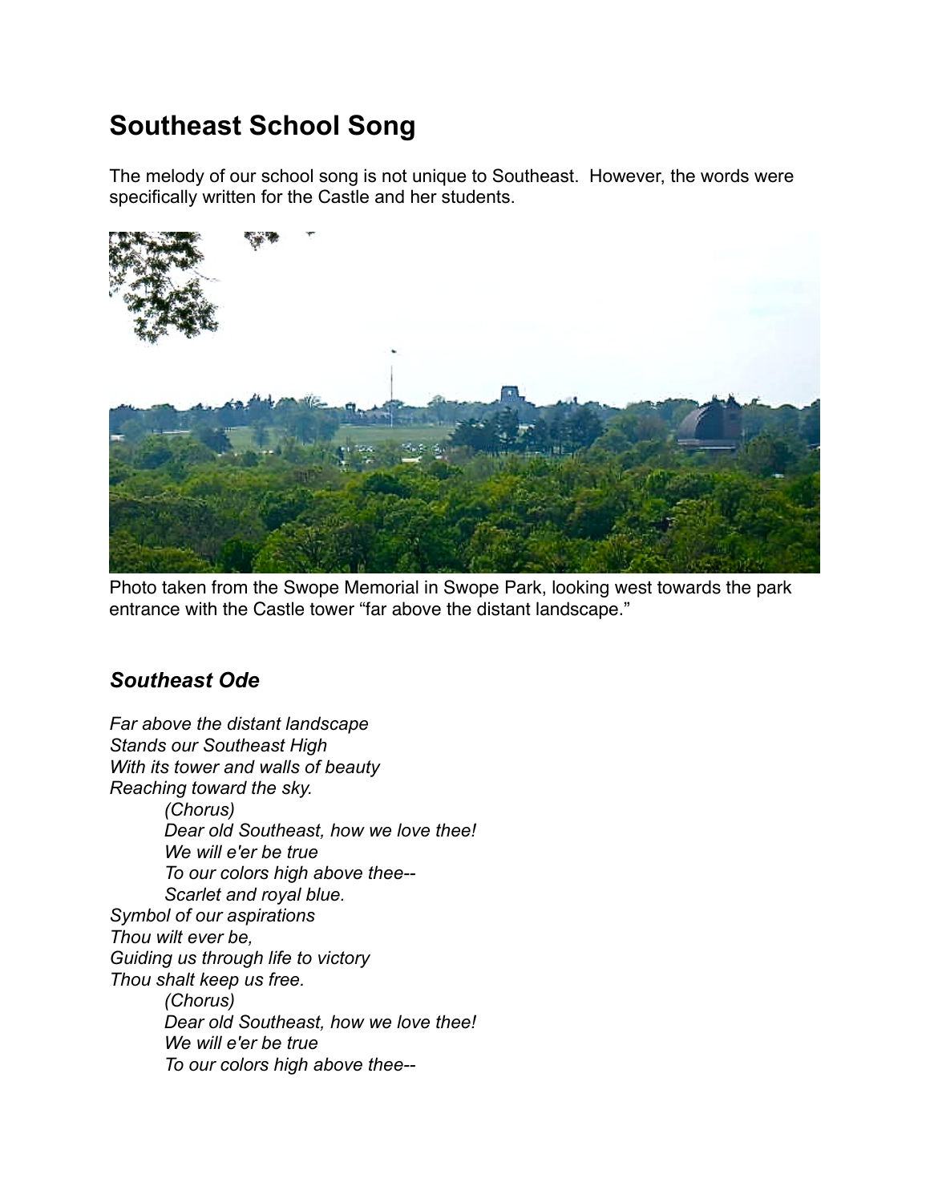# Southeast School Song

The melody of our school song is not unique to Southeast. However, the words were specifically written for the Castle and her students.

Photo taken from the Swope Memorial in Swope Park, looking west towards the park entrance with the Castle tower "far above the distant landscape."

## *Southeast Ode*

*Far above the distant landscape*
*Stands our Southeast High*
*With its tower and walls of beauty*
*Reaching toward the sky.*

> *(Chorus)*
> *Dear old Southeast, how we love thee!*
> *We will e'er be true*
> *To our colors high above thee--*
> *Scarlet and royal blue.*

*Symbol of our aspirations*
*Thou wilt ever be,*
*Guiding us through life to victory*
*Thou shalt keep us free.*

> *(Chorus)*
> *Dear old Southeast, how we love thee!*
> *We will e'er be true*
> *To our colors high above thee--*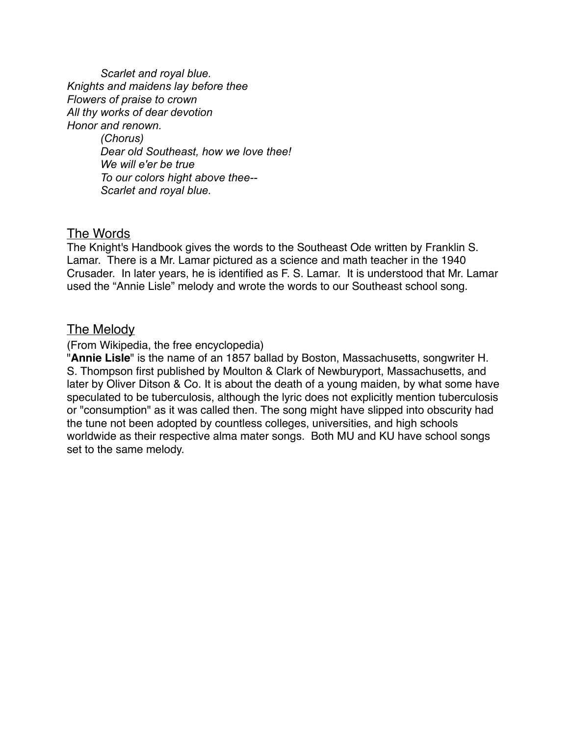*Scarlet and royal blue.*
*Knights and maidens lay before thee*
*Flowers of praise to crown*
*All thy works of dear devotion*
*Honor and renown.*
*(Chorus)*
*Dear old Southeast, how we love thee!*
*We will e'er be true*
*To our colors hight above thee--*
*Scarlet and royal blue.*

## The Words

The Knight's Handbook gives the words to the Southeast Ode written by Franklin S. Lamar. There is a Mr. Lamar pictured as a science and math teacher in the 1940 Crusader. In later years, he is identified as F. S. Lamar. It is understood that Mr. Lamar used the "Annie Lisle" melody and wrote the words to our Southeast school song.

## The Melody

(From Wikipedia, the free encyclopedia)

"**Annie Lisle**" is the name of an 1857 ballad by Boston, Massachusetts, songwriter H. S. Thompson first published by Moulton & Clark of Newburyport, Massachusetts, and later by Oliver Ditson & Co. It is about the death of a young maiden, by what some have speculated to be tuberculosis, although the lyric does not explicitly mention tuberculosis or "consumption" as it was called then. The song might have slipped into obscurity had the tune not been adopted by countless colleges, universities, and high schools worldwide as their respective alma mater songs. Both MU and KU have school songs set to the same melody.